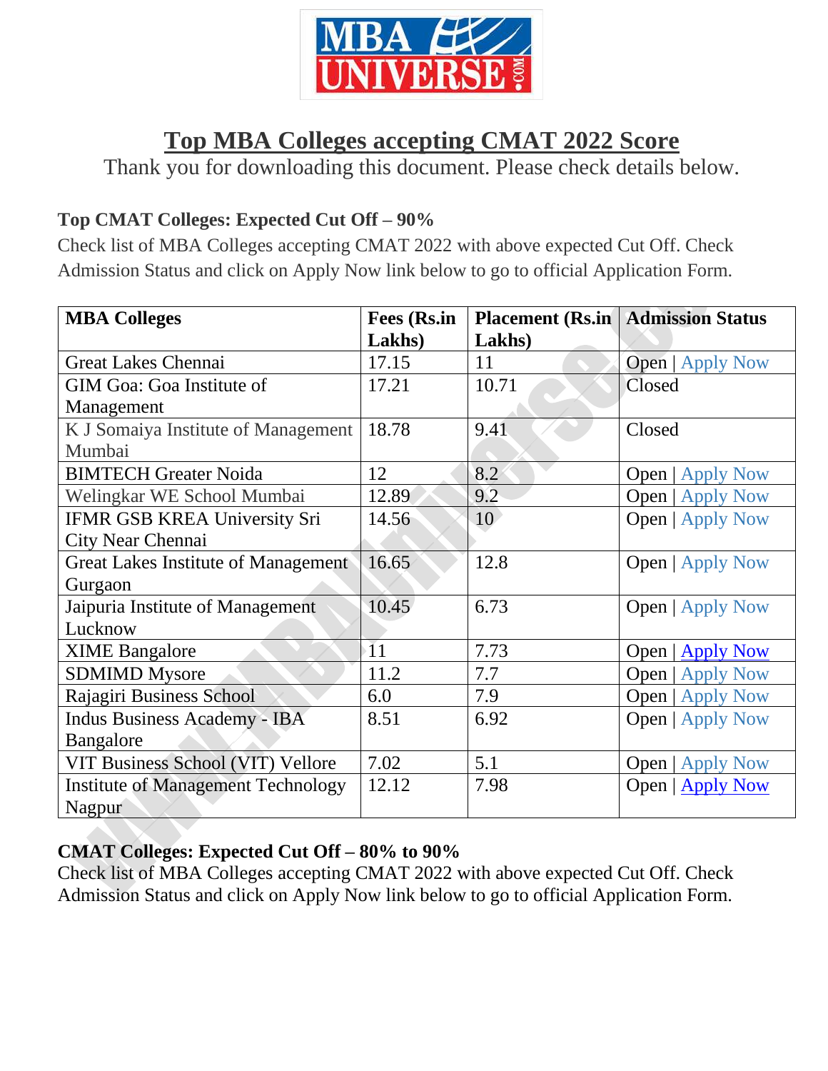# Top MBA Colleges accepting CMAT 2022 Score

Thank you for downloading this document. Please check details below.

### Top CMAT Colleges: Expected Cut Off – 90%

Check list of MBA Colleges accepting CMAT 2022 with above expected Cut Off. Check Admission Status and click on Apply Now link below to go to official Application Form.

| MBA Colleges | Fees (Rs.in Lakhs) | Placement (Rs.in Lakhs) | Admission Status |
|---|---|---|---|
| Great Lakes Chennai | 17.15 | 11 | Open \| Apply Now |
| GIM Goa: Goa Institute of Management | 17.21 | 10.71 | Closed |
| K J Somaiya Institute of Management Mumbai | 18.78 | 9.41 | Closed |
| BIMTECH Greater Noida | 12 | 8.2 | Open \| Apply Now |
| Welingkar WE School Mumbai | 12.89 | 9.2 | Open \| Apply Now |
| IFMR GSB KREA University Sri City Near Chennai | 14.56 | 10 | Open \| Apply Now |
| Great Lakes Institute of Management Gurgaon | 16.65 | 12.8 | Open \| Apply Now |
| Jaipuria Institute of Management Lucknow | 10.45 | 6.73 | Open \| Apply Now |
| XIME Bangalore | 11 | 7.73 | Open \| Apply Now |
| SDMIMD Mysore | 11.2 | 7.7 | Open \| Apply Now |
| Rajagiri Business School | 6.0 | 7.9 | Open \| Apply Now |
| Indus Business Academy - IBA Bangalore | 8.51 | 6.92 | Open \| Apply Now |
| VIT Business School (VIT) Vellore | 7.02 | 5.1 | Open \| Apply Now |
| Institute of Management Technology Nagpur | 12.12 | 7.98 | Open \| Apply Now |

### CMAT Colleges: Expected Cut Off – 80% to 90%

Check list of MBA Colleges accepting CMAT 2022 with above expected Cut Off. Check Admission Status and click on Apply Now link below to go to official Application Form.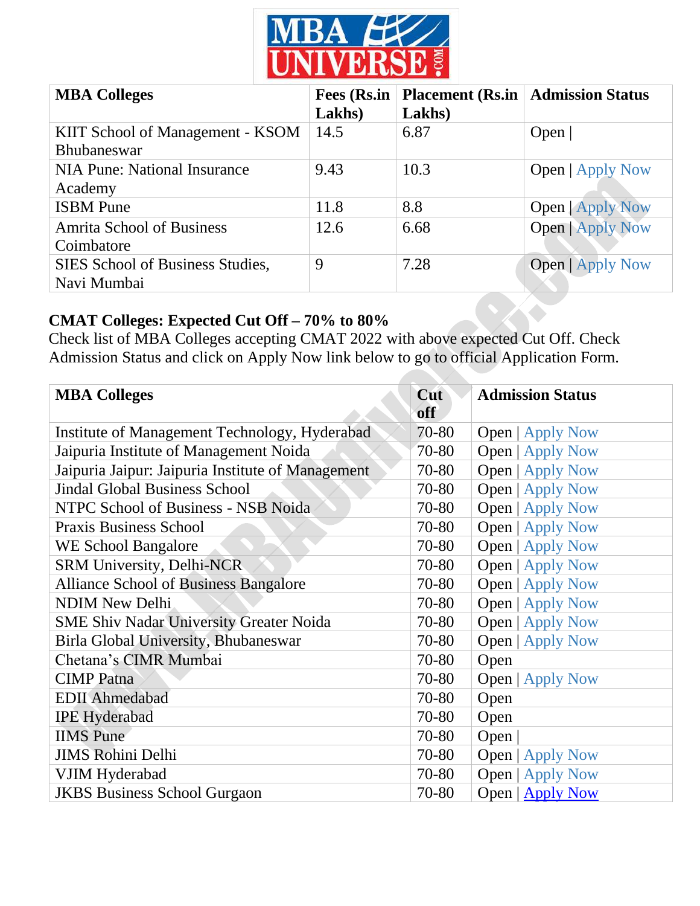| MBA Colleges | Fees (Rs.in Lakhs) | Placement (Rs.in Lakhs) | Admission Status |
|---|---|---|---|
| KIIT School of Management - KSOM Bhubaneswar | 14.5 | 6.87 | Open \| |
| NIA Pune: National Insurance Academy | 9.43 | 10.3 | Open \| Apply Now |
| ISBM Pune | 11.8 | 8.8 | Open \| Apply Now |
| Amrita School of Business Coimbatore | 12.6 | 6.68 | Open \| Apply Now |
| SIES School of Business Studies, Navi Mumbai | 9 | 7.28 | Open \| Apply Now |

**CMAT Colleges: Expected Cut Off – 70% to 80%**

Check list of MBA Colleges accepting CMAT 2022 with above expected Cut Off. Check Admission Status and click on Apply Now link below to go to official Application Form.

| MBA Colleges | Cut off | Admission Status |
|---|---|---|
| Institute of Management Technology, Hyderabad | 70-80 | Open \| Apply Now |
| Jaipuria Institute of Management Noida | 70-80 | Open \| Apply Now |
| Jaipuria Jaipur: Jaipuria Institute of Management | 70-80 | Open \| Apply Now |
| Jindal Global Business School | 70-80 | Open \| Apply Now |
| NTPC School of Business - NSB Noida | 70-80 | Open \| Apply Now |
| Praxis Business School | 70-80 | Open \| Apply Now |
| WE School Bangalore | 70-80 | Open \| Apply Now |
| SRM University, Delhi-NCR | 70-80 | Open \| Apply Now |
| Alliance School of Business Bangalore | 70-80 | Open \| Apply Now |
| NDIM New Delhi | 70-80 | Open \| Apply Now |
| SME Shiv Nadar University Greater Noida | 70-80 | Open \| Apply Now |
| Birla Global University, Bhubaneswar | 70-80 | Open \| Apply Now |
| Chetana's CIMR Mumbai | 70-80 | Open |
| CIMP Patna | 70-80 | Open \| Apply Now |
| EDII Ahmedabad | 70-80 | Open |
| IPE Hyderabad | 70-80 | Open |
| IIMS Pune | 70-80 | Open \| |
| JIMS Rohini Delhi | 70-80 | Open \| Apply Now |
| VJIM Hyderabad | 70-80 | Open \| Apply Now |
| JKBS Business School Gurgaon | 70-80 | Open \| Apply Now |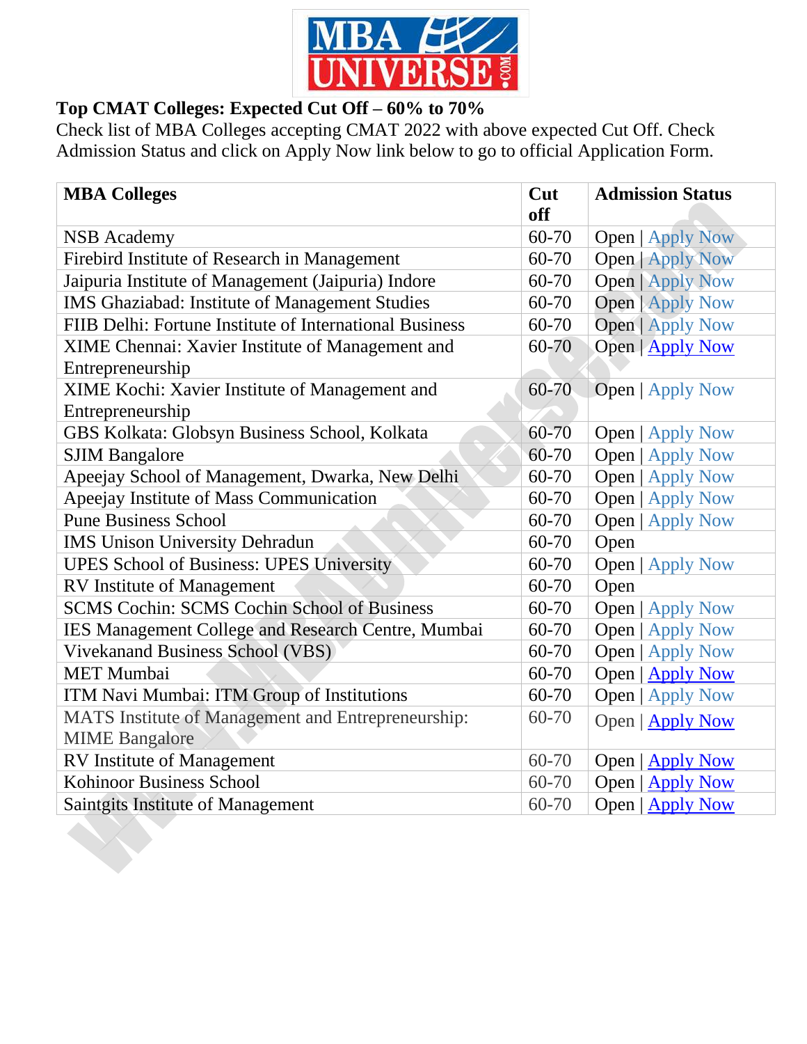**Top CMAT Colleges: Expected Cut Off – 60% to 70%**

Check list of MBA Colleges accepting CMAT 2022 with above expected Cut Off. Check Admission Status and click on Apply Now link below to go to official Application Form.

| MBA Colleges | Cut off | Admission Status |
|---|---|---|
| NSB Academy | 60-70 | Open \| Apply Now |
| Firebird Institute of Research in Management | 60-70 | Open \| Apply Now |
| Jaipuria Institute of Management (Jaipuria) Indore | 60-70 | Open \| Apply Now |
| IMS Ghaziabad: Institute of Management Studies | 60-70 | Open \| Apply Now |
| FIIB Delhi: Fortune Institute of International Business | 60-70 | Open \| Apply Now |
| XIME Chennai: Xavier Institute of Management and Entrepreneurship | 60-70 | Open \| Apply Now |
| XIME Kochi: Xavier Institute of Management and Entrepreneurship | 60-70 | Open \| Apply Now |
| GBS Kolkata: Globsyn Business School, Kolkata | 60-70 | Open \| Apply Now |
| SJIM Bangalore | 60-70 | Open \| Apply Now |
| Apeejay School of Management, Dwarka, New Delhi | 60-70 | Open \| Apply Now |
| Apeejay Institute of Mass Communication | 60-70 | Open \| Apply Now |
| Pune Business School | 60-70 | Open \| Apply Now |
| IMS Unison University Dehradun | 60-70 | Open |
| UPES School of Business: UPES University | 60-70 | Open \| Apply Now |
| RV Institute of Management | 60-70 | Open |
| SCMS Cochin: SCMS Cochin School of Business | 60-70 | Open \| Apply Now |
| IES Management College and Research Centre, Mumbai | 60-70 | Open \| Apply Now |
| Vivekanand Business School (VBS) | 60-70 | Open \| Apply Now |
| MET Mumbai | 60-70 | Open \| Apply Now |
| ITM Navi Mumbai: ITM Group of Institutions | 60-70 | Open \| Apply Now |
| MATS Institute of Management and Entrepreneurship: MIME Bangalore | 60-70 | Open \| Apply Now |
| RV Institute of Management | 60-70 | Open \| Apply Now |
| Kohinoor Business School | 60-70 | Open \| Apply Now |
| Saintgits Institute of Management | 60-70 | Open \| Apply Now |